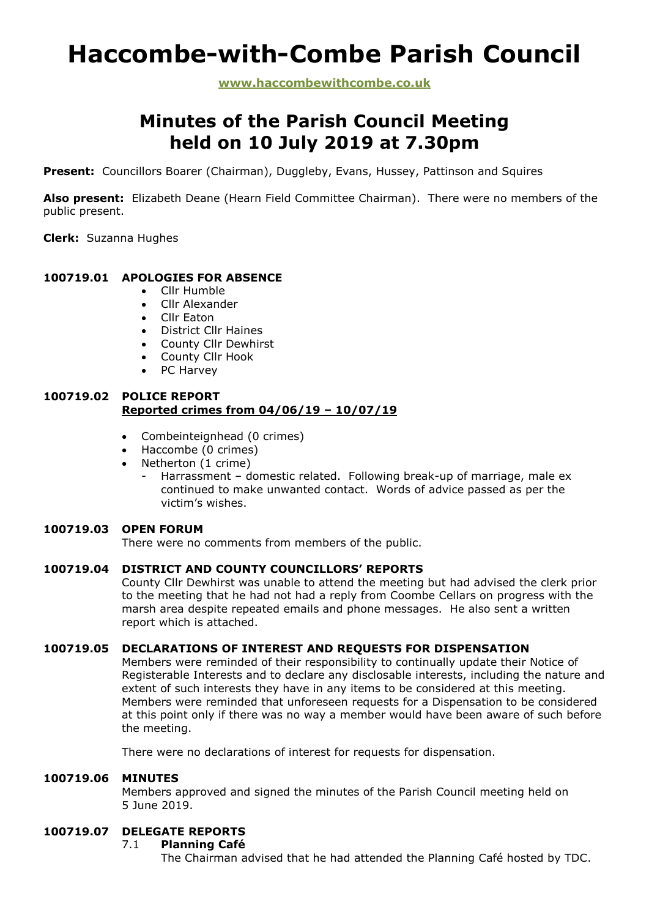# Haccombe-with-Combe Parish Council

**www.haccombewithcombe.co.uk**

## Minutes of the Parish Council Meeting held on 10 July 2019 at 7.30pm

**Present:** Councillors Boarer (Chairman), Duggleby, Evans, Hussey, Pattinson and Squires

**Also present:** Elizabeth Deane (Hearn Field Committee Chairman). There were no members of the public present.

**Clerk:** Suzanna Hughes

### 100719.01 APOLOGIES FOR ABSENCE

- Cllr Humble
- Cllr Alexander
- Cllr Eaton
- District Cllr Haines
- County Cllr Dewhirst
- County Cllr Hook
- PC Harvey

### 100719.02 POLICE REPORT

**Reported crimes from 04/06/19 – 10/07/19**

- Combeinteignhead (0 crimes)
- Haccombe (0 crimes)
- Netherton (1 crime)
  - Harrassment – domestic related. Following break-up of marriage, male ex continued to make unwanted contact. Words of advice passed as per the victim's wishes.

### 100719.03 OPEN FORUM

There were no comments from members of the public.

### 100719.04 DISTRICT AND COUNTY COUNCILLORS' REPORTS

County Cllr Dewhirst was unable to attend the meeting but had advised the clerk prior to the meeting that he had not had a reply from Coombe Cellars on progress with the marsh area despite repeated emails and phone messages. He also sent a written report which is attached.

### 100719.05 DECLARATIONS OF INTEREST AND REQUESTS FOR DISPENSATION

Members were reminded of their responsibility to continually update their Notice of Registerable Interests and to declare any disclosable interests, including the nature and extent of such interests they have in any items to be considered at this meeting. Members were reminded that unforeseen requests for a Dispensation to be considered at this point only if there was no way a member would have been aware of such before the meeting.

There were no declarations of interest for requests for dispensation.

### 100719.06 MINUTES

Members approved and signed the minutes of the Parish Council meeting held on 5 June 2019.

### 100719.07 DELEGATE REPORTS

7.1 **Planning Café**

The Chairman advised that he had attended the Planning Café hosted by TDC.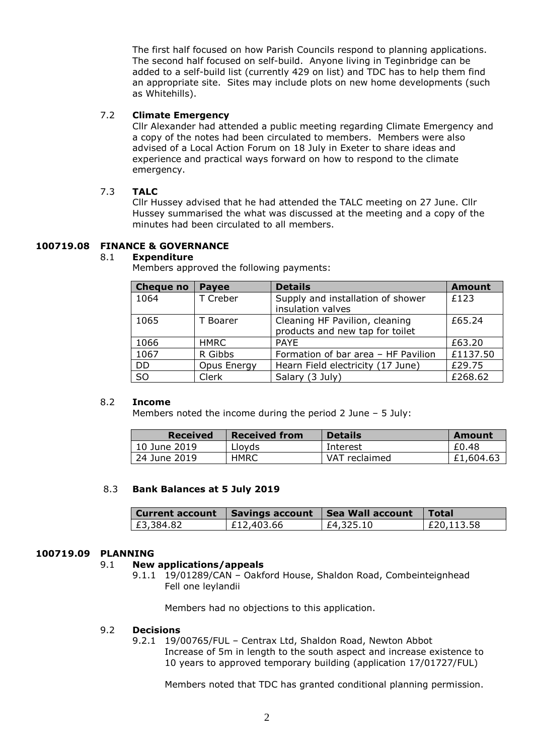The first half focused on how Parish Councils respond to planning applications. The second half focused on self-build. Anyone living in Teginbridge can be added to a self-build list (currently 429 on list) and TDC has to help them find an appropriate site. Sites may include plots on new home developments (such as Whitehills).

7.2 **Climate Emergency**

Cllr Alexander had attended a public meeting regarding Climate Emergency and a copy of the notes had been circulated to members. Members were also advised of a Local Action Forum on 18 July in Exeter to share ideas and experience and practical ways forward on how to respond to the climate emergency.

7.3 **TALC**

Cllr Hussey advised that he had attended the TALC meeting on 27 June. Cllr Hussey summarised the what was discussed at the meeting and a copy of the minutes had been circulated to all members.

## 100719.08 FINANCE & GOVERNANCE

8.1 **Expenditure**

Members approved the following payments:

| Cheque no | Payee | Details | Amount |
|---|---|---|---|
| 1064 | T Creber | Supply and installation of shower insulation valves | £123 |
| 1065 | T Boarer | Cleaning HF Pavilion, cleaning products and new tap for toilet | £65.24 |
| 1066 | HMRC | PAYE | £63.20 |
| 1067 | R Gibbs | Formation of bar area – HF Pavilion | £1137.50 |
| DD | Opus Energy | Hearn Field electricity (17 June) | £29.75 |
| SO | Clerk | Salary (3 July) | £268.62 |

8.2 **Income**

Members noted the income during the period 2 June – 5 July:

| Received | Received from | Details | Amount |
|---|---|---|---|
| 10 June 2019 | Lloyds | Interest | £0.48 |
| 24 June 2019 | HMRC | VAT reclaimed | £1,604.63 |

8.3 **Bank Balances at 5 July 2019**

| Current account | Savings account | Sea Wall account | Total |
|---|---|---|---|
| £3,384.82 | £12,403.66 | £4,325.10 | £20,113.58 |

## 100719.09 PLANNING

9.1 **New applications/appeals**

9.1.1 19/01289/CAN – Oakford House, Shaldon Road, Combeinteignhead
Fell one leylandii

Members had no objections to this application.

9.2 **Decisions**

9.2.1 19/00765/FUL – Centrax Ltd, Shaldon Road, Newton Abbot
Increase of 5m in length to the south aspect and increase existence to 10 years to approved temporary building (application 17/01727/FUL)

Members noted that TDC has granted conditional planning permission.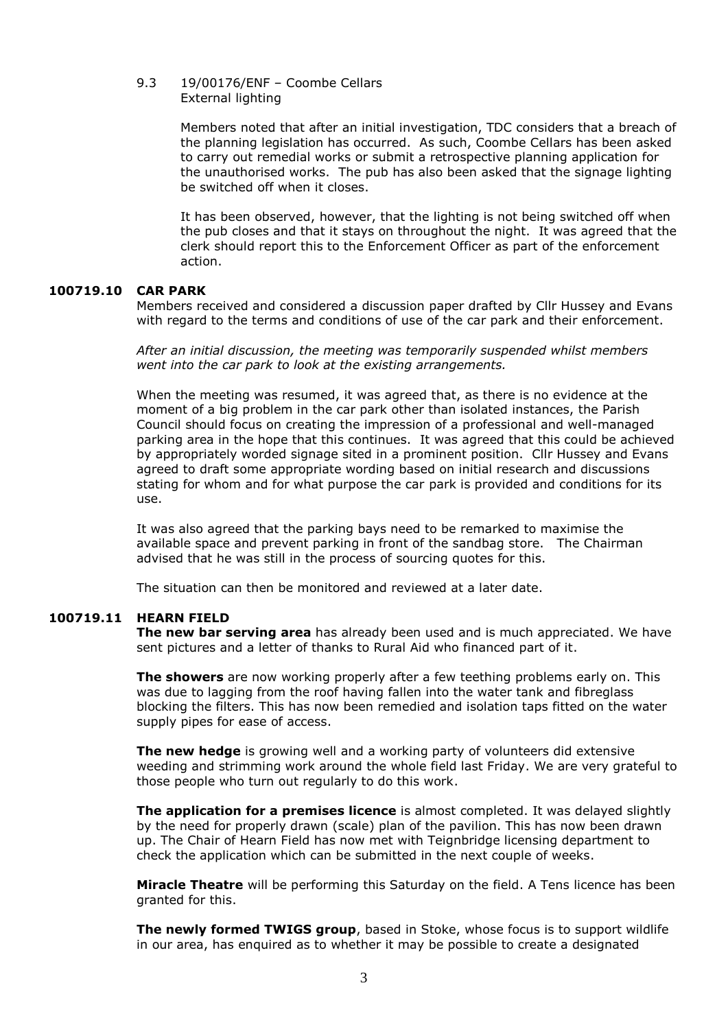9.3 19/00176/ENF – Coombe Cellars
External lighting

Members noted that after an initial investigation, TDC considers that a breach of the planning legislation has occurred. As such, Coombe Cellars has been asked to carry out remedial works or submit a retrospective planning application for the unauthorised works. The pub has also been asked that the signage lighting be switched off when it closes.

It has been observed, however, that the lighting is not being switched off when the pub closes and that it stays on throughout the night. It was agreed that the clerk should report this to the Enforcement Officer as part of the enforcement action.

**100719.10 CAR PARK**

Members received and considered a discussion paper drafted by Cllr Hussey and Evans with regard to the terms and conditions of use of the car park and their enforcement.

*After an initial discussion, the meeting was temporarily suspended whilst members went into the car park to look at the existing arrangements.*

When the meeting was resumed, it was agreed that, as there is no evidence at the moment of a big problem in the car park other than isolated instances, the Parish Council should focus on creating the impression of a professional and well-managed parking area in the hope that this continues. It was agreed that this could be achieved by appropriately worded signage sited in a prominent position. Cllr Hussey and Evans agreed to draft some appropriate wording based on initial research and discussions stating for whom and for what purpose the car park is provided and conditions for its use.

It was also agreed that the parking bays need to be remarked to maximise the available space and prevent parking in front of the sandbag store. The Chairman advised that he was still in the process of sourcing quotes for this.

The situation can then be monitored and reviewed at a later date.

**100719.11 HEARN FIELD**

**The new bar serving area** has already been used and is much appreciated. We have sent pictures and a letter of thanks to Rural Aid who financed part of it.

**The showers** are now working properly after a few teething problems early on. This was due to lagging from the roof having fallen into the water tank and fibreglass blocking the filters. This has now been remedied and isolation taps fitted on the water supply pipes for ease of access.

**The new hedge** is growing well and a working party of volunteers did extensive weeding and strimming work around the whole field last Friday. We are very grateful to those people who turn out regularly to do this work.

**The application for a premises licence** is almost completed. It was delayed slightly by the need for properly drawn (scale) plan of the pavilion. This has now been drawn up. The Chair of Hearn Field has now met with Teignbridge licensing department to check the application which can be submitted in the next couple of weeks.

**Miracle Theatre** will be performing this Saturday on the field. A Tens licence has been granted for this.

**The newly formed TWIGS group**, based in Stoke, whose focus is to support wildlife in our area, has enquired as to whether it may be possible to create a designated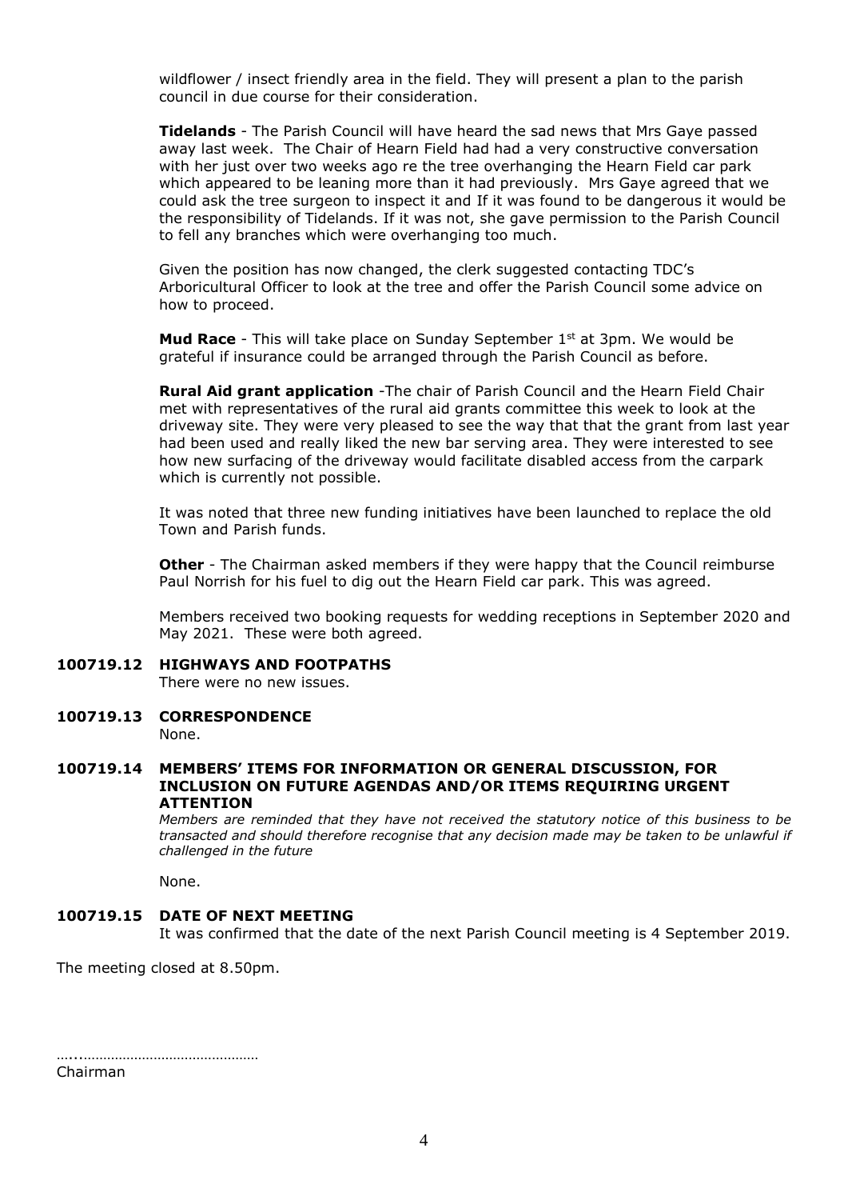wildflower / insect friendly area in the field. They will present a plan to the parish council in due course for their consideration.

**Tidelands** - The Parish Council will have heard the sad news that Mrs Gaye passed away last week. The Chair of Hearn Field had had a very constructive conversation with her just over two weeks ago re the tree overhanging the Hearn Field car park which appeared to be leaning more than it had previously. Mrs Gaye agreed that we could ask the tree surgeon to inspect it and If it was found to be dangerous it would be the responsibility of Tidelands. If it was not, she gave permission to the Parish Council to fell any branches which were overhanging too much.

Given the position has now changed, the clerk suggested contacting TDC's Arboricultural Officer to look at the tree and offer the Parish Council some advice on how to proceed.

**Mud Race** - This will take place on Sunday September 1st at 3pm. We would be grateful if insurance could be arranged through the Parish Council as before.

**Rural Aid grant application** -The chair of Parish Council and the Hearn Field Chair met with representatives of the rural aid grants committee this week to look at the driveway site. They were very pleased to see the way that that the grant from last year had been used and really liked the new bar serving area. They were interested to see how new surfacing of the driveway would facilitate disabled access from the carpark which is currently not possible.

It was noted that three new funding initiatives have been launched to replace the old Town and Parish funds.

**Other** - The Chairman asked members if they were happy that the Council reimburse Paul Norrish for his fuel to dig out the Hearn Field car park. This was agreed.

Members received two booking requests for wedding receptions in September 2020 and May 2021. These were both agreed.

**100719.12 HIGHWAYS AND FOOTPATHS**

There were no new issues.

**100719.13 CORRESPONDENCE**

None.

**100719.14 MEMBERS' ITEMS FOR INFORMATION OR GENERAL DISCUSSION, FOR INCLUSION ON FUTURE AGENDAS AND/OR ITEMS REQUIRING URGENT ATTENTION**

*Members are reminded that they have not received the statutory notice of this business to be transacted and should therefore recognise that any decision made may be taken to be unlawful if challenged in the future*

None.

**100719.15 DATE OF NEXT MEETING**

It was confirmed that the date of the next Parish Council meeting is 4 September 2019.

The meeting closed at 8.50pm.

…..………………………………………

Chairman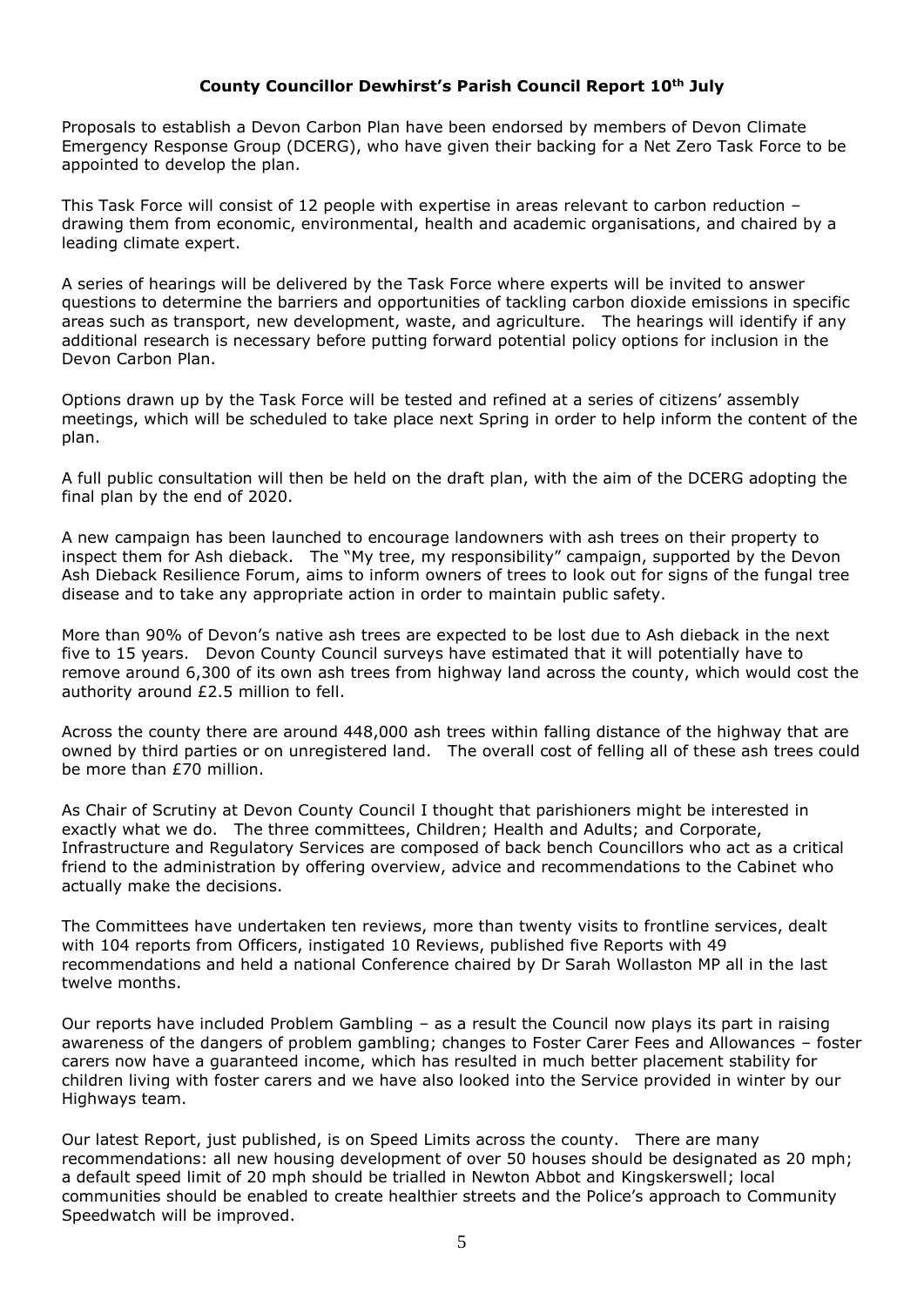## County Councillor Dewhirst's Parish Council Report 10th July

Proposals to establish a Devon Carbon Plan have been endorsed by members of Devon Climate Emergency Response Group (DCERG), who have given their backing for a Net Zero Task Force to be appointed to develop the plan.

This Task Force will consist of 12 people with expertise in areas relevant to carbon reduction – drawing them from economic, environmental, health and academic organisations, and chaired by a leading climate expert.

A series of hearings will be delivered by the Task Force where experts will be invited to answer questions to determine the barriers and opportunities of tackling carbon dioxide emissions in specific areas such as transport, new development, waste, and agriculture. The hearings will identify if any additional research is necessary before putting forward potential policy options for inclusion in the Devon Carbon Plan.

Options drawn up by the Task Force will be tested and refined at a series of citizens' assembly meetings, which will be scheduled to take place next Spring in order to help inform the content of the plan.

A full public consultation will then be held on the draft plan, with the aim of the DCERG adopting the final plan by the end of 2020.

A new campaign has been launched to encourage landowners with ash trees on their property to inspect them for Ash dieback. The "My tree, my responsibility" campaign, supported by the Devon Ash Dieback Resilience Forum, aims to inform owners of trees to look out for signs of the fungal tree disease and to take any appropriate action in order to maintain public safety.

More than 90% of Devon's native ash trees are expected to be lost due to Ash dieback in the next five to 15 years. Devon County Council surveys have estimated that it will potentially have to remove around 6,300 of its own ash trees from highway land across the county, which would cost the authority around £2.5 million to fell.

Across the county there are around 448,000 ash trees within falling distance of the highway that are owned by third parties or on unregistered land. The overall cost of felling all of these ash trees could be more than £70 million.

As Chair of Scrutiny at Devon County Council I thought that parishioners might be interested in exactly what we do. The three committees, Children; Health and Adults; and Corporate, Infrastructure and Regulatory Services are composed of back bench Councillors who act as a critical friend to the administration by offering overview, advice and recommendations to the Cabinet who actually make the decisions.

The Committees have undertaken ten reviews, more than twenty visits to frontline services, dealt with 104 reports from Officers, instigated 10 Reviews, published five Reports with 49 recommendations and held a national Conference chaired by Dr Sarah Wollaston MP all in the last twelve months.

Our reports have included Problem Gambling – as a result the Council now plays its part in raising awareness of the dangers of problem gambling; changes to Foster Carer Fees and Allowances – foster carers now have a guaranteed income, which has resulted in much better placement stability for children living with foster carers and we have also looked into the Service provided in winter by our Highways team.

Our latest Report, just published, is on Speed Limits across the county. There are many recommendations: all new housing development of over 50 houses should be designated as 20 mph; a default speed limit of 20 mph should be trialled in Newton Abbot and Kingskerswell; local communities should be enabled to create healthier streets and the Police's approach to Community Speedwatch will be improved.